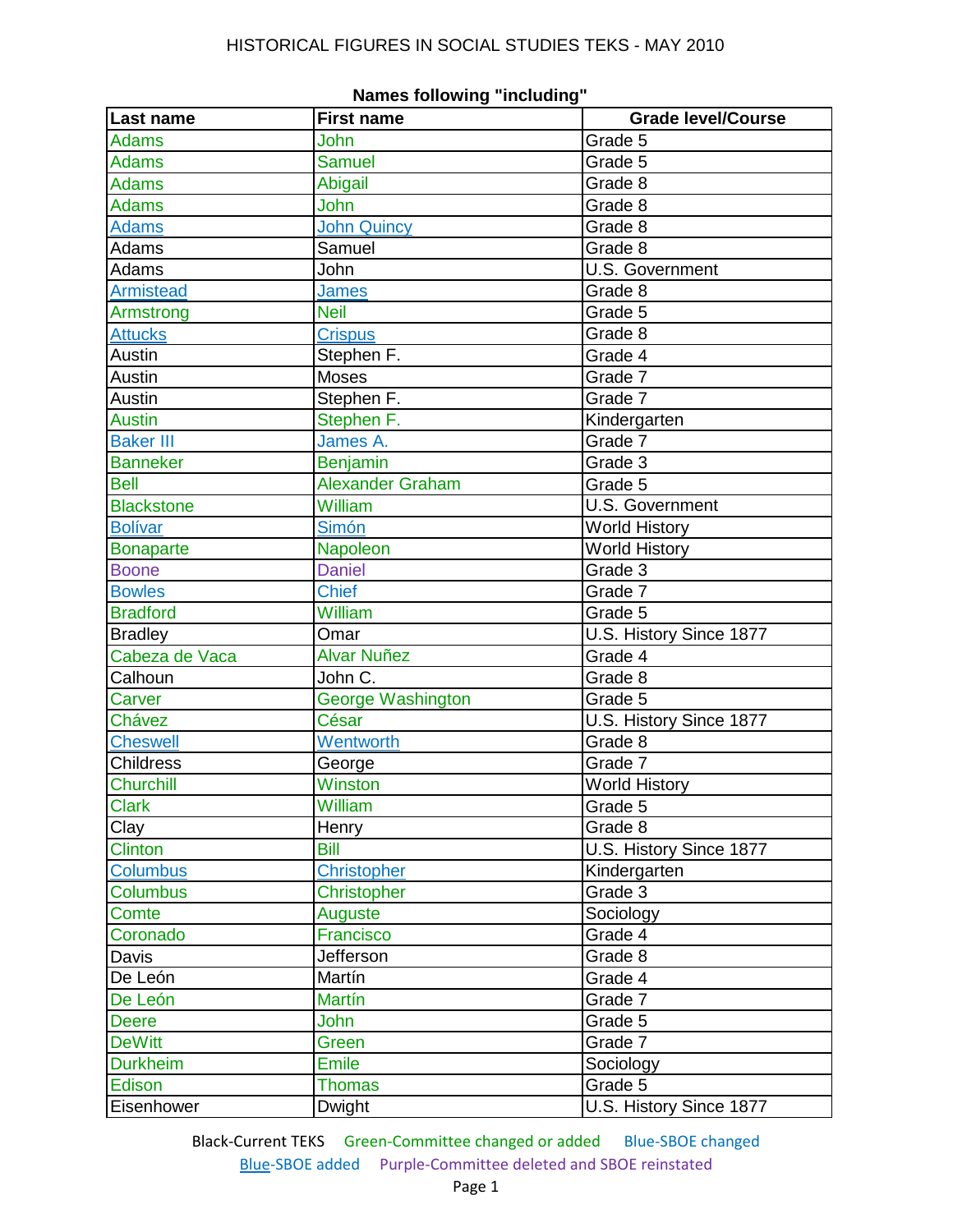# HISTORICAL FIGURES IN SOCIAL STUDIES TEKS - MAY 2010

## Names following "including"

| Last name | First name | Grade level/Course |
|---|---|---|
| Adams | John | Grade 5 |
| Adams | Samuel | Grade 5 |
| Adams | Abigail | Grade 8 |
| Adams | John | Grade 8 |
| Adams | John Quincy | Grade 8 |
| Adams | Samuel | Grade 8 |
| Adams | John | U.S. Government |
| Armistead | James | Grade 8 |
| Armstrong | Neil | Grade 5 |
| Attucks | Crispus | Grade 8 |
| Austin | Stephen F. | Grade 4 |
| Austin | Moses | Grade 7 |
| Austin | Stephen F. | Grade 7 |
| Austin | Stephen F. | Kindergarten |
| Baker III | James A. | Grade 7 |
| Banneker | Benjamin | Grade 3 |
| Bell | Alexander Graham | Grade 5 |
| Blackstone | William | U.S. Government |
| Bolívar | Simón | World History |
| Bonaparte | Napoleon | World History |
| Boone | Daniel | Grade 3 |
| Bowles | Chief | Grade 7 |
| Bradford | William | Grade 5 |
| Bradley | Omar | U.S. History Since 1877 |
| Cabeza de Vaca | Alvar Nuñez | Grade 4 |
| Calhoun | John C. | Grade 8 |
| Carver | George Washington | Grade 5 |
| Chávez | César | U.S. History Since 1877 |
| Cheswell | Wentworth | Grade 8 |
| Childress | George | Grade 7 |
| Churchill | Winston | World History |
| Clark | William | Grade 5 |
| Clay | Henry | Grade 8 |
| Clinton | Bill | U.S. History Since 1877 |
| Columbus | Christopher | Kindergarten |
| Columbus | Christopher | Grade 3 |
| Comte | Auguste | Sociology |
| Coronado | Francisco | Grade 4 |
| Davis | Jefferson | Grade 8 |
| De León | Martín | Grade 4 |
| De León | Martín | Grade 7 |
| Deere | John | Grade 5 |
| DeWitt | Green | Grade 7 |
| Durkheim | Emile | Sociology |
| Edison | Thomas | Grade 5 |
| Eisenhower | Dwight | U.S. History Since 1877 |

Black-Current TEKS Green-Committee changed or added Blue-SBOE changed
Blue-SBOE added Purple-Committee deleted and SBOE reinstated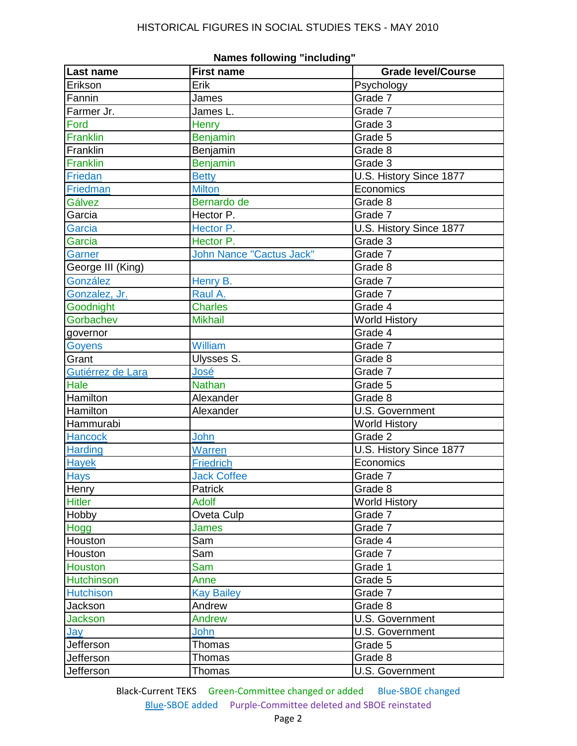## Names following "including"

| Last name | First name | Grade level/Course |
|---|---|---|
| Erikson | Erik | Psychology |
| Fannin | James | Grade 7 |
| Farmer Jr. | James L. | Grade 7 |
| Ford | Henry | Grade 3 |
| Franklin | Benjamin | Grade 5 |
| Franklin | Benjamin | Grade 8 |
| Franklin | Benjamin | Grade 3 |
| Friedan | Betty | U.S. History Since 1877 |
| Friedman | Milton | Economics |
| Gálvez | Bernardo de | Grade 8 |
| Garcia | Hector P. | Grade 7 |
| Garcia | Hector P. | U.S. History Since 1877 |
| Garcia | Hector P. | Grade 3 |
| Garner | John Nance "Cactus Jack" | Grade 7 |
| George III (King) | | Grade 8 |
| González | Henry B. | Grade 7 |
| Gonzalez, Jr. | Raul A. | Grade 7 |
| Goodnight | Charles | Grade 4 |
| Gorbachev | Mikhail | World History |
| governor | | Grade 4 |
| Goyens | William | Grade 7 |
| Grant | Ulysses S. | Grade 8 |
| Gutiérrez de Lara | José | Grade 7 |
| Hale | Nathan | Grade 5 |
| Hamilton | Alexander | Grade 8 |
| Hamilton | Alexander | U.S. Government |
| Hammurabi | | World History |
| Hancock | John | Grade 2 |
| Harding | Warren | U.S. History Since 1877 |
| Hayek | Friedrich | Economics |
| Hays | Jack Coffee | Grade 7 |
| Henry | Patrick | Grade 8 |
| Hitler | Adolf | World History |
| Hobby | Oveta Culp | Grade 7 |
| Hogg | James | Grade 7 |
| Houston | Sam | Grade 4 |
| Houston | Sam | Grade 7 |
| Houston | Sam | Grade 1 |
| Hutchinson | Anne | Grade 5 |
| Hutchison | Kay Bailey | Grade 7 |
| Jackson | Andrew | Grade 8 |
| Jackson | Andrew | U.S. Government |
| Jay | John | U.S. Government |
| Jefferson | Thomas | Grade 5 |
| Jefferson | Thomas | Grade 8 |
| Jefferson | Thomas | U.S. Government |

Black-Current TEKS   Green-Committee changed or added   Blue-SBOE changed
Blue-SBOE added   Purple-Committee deleted and SBOE reinstated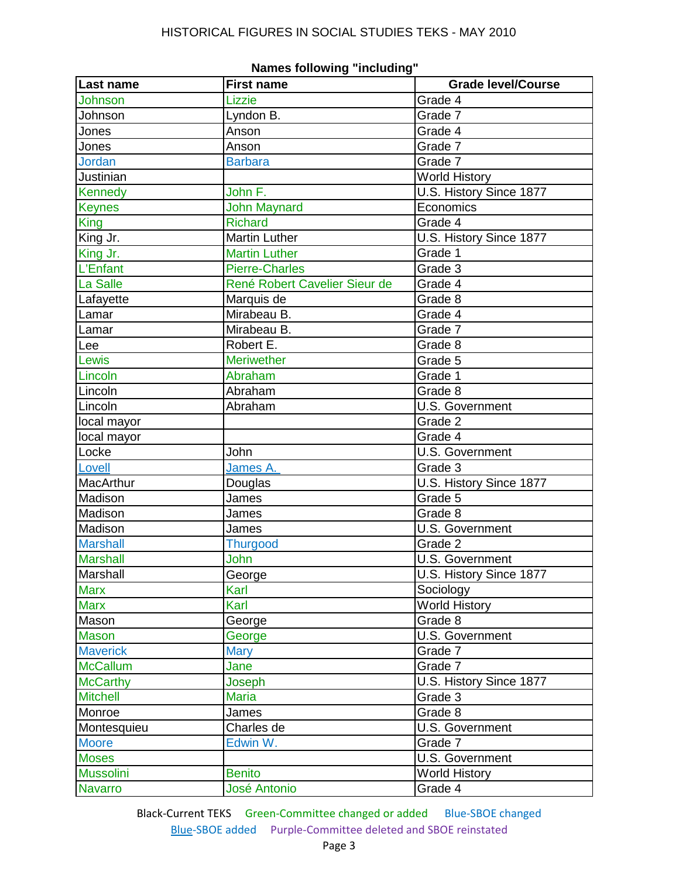HISTORICAL FIGURES IN SOCIAL STUDIES TEKS - MAY 2010

**Names following "including"**

| Last name | First name | Grade level/Course |
|---|---|---|
| Johnson | Lizzie | Grade 4 |
| Johnson | Lyndon B. | Grade 7 |
| Jones | Anson | Grade 4 |
| Jones | Anson | Grade 7 |
| Jordan | Barbara | Grade 7 |
| Justinian | | World History |
| Kennedy | John F. | U.S. History Since 1877 |
| Keynes | John Maynard | Economics |
| King | Richard | Grade 4 |
| King Jr. | Martin Luther | U.S. History Since 1877 |
| King Jr. | Martin Luther | Grade 1 |
| L'Enfant | Pierre-Charles | Grade 3 |
| La Salle | René Robert Cavelier Sieur de | Grade 4 |
| Lafayette | Marquis de | Grade 8 |
| Lamar | Mirabeau B. | Grade 4 |
| Lamar | Mirabeau B. | Grade 7 |
| Lee | Robert E. | Grade 8 |
| Lewis | Meriwether | Grade 5 |
| Lincoln | Abraham | Grade 1 |
| Lincoln | Abraham | Grade 8 |
| Lincoln | Abraham | U.S. Government |
| local mayor | | Grade 2 |
| local mayor | | Grade 4 |
| Locke | John | U.S. Government |
| Lovell | James A. | Grade 3 |
| MacArthur | Douglas | U.S. History Since 1877 |
| Madison | James | Grade 5 |
| Madison | James | Grade 8 |
| Madison | James | U.S. Government |
| Marshall | Thurgood | Grade 2 |
| Marshall | John | U.S. Government |
| Marshall | George | U.S. History Since 1877 |
| Marx | Karl | Sociology |
| Marx | Karl | World History |
| Mason | George | Grade 8 |
| Mason | George | U.S. Government |
| Maverick | Mary | Grade 7 |
| McCallum | Jane | Grade 7 |
| McCarthy | Joseph | U.S. History Since 1877 |
| Mitchell | Maria | Grade 3 |
| Monroe | James | Grade 8 |
| Montesquieu | Charles de | U.S. Government |
| Moore | Edwin W. | Grade 7 |
| Moses | | U.S. Government |
| Mussolini | Benito | World History |
| Navarro | José Antonio | Grade 4 |

Black-Current TEKS Green-Committee changed or added Blue-SBOE changed
Blue-SBOE added Purple-Committee deleted and SBOE reinstated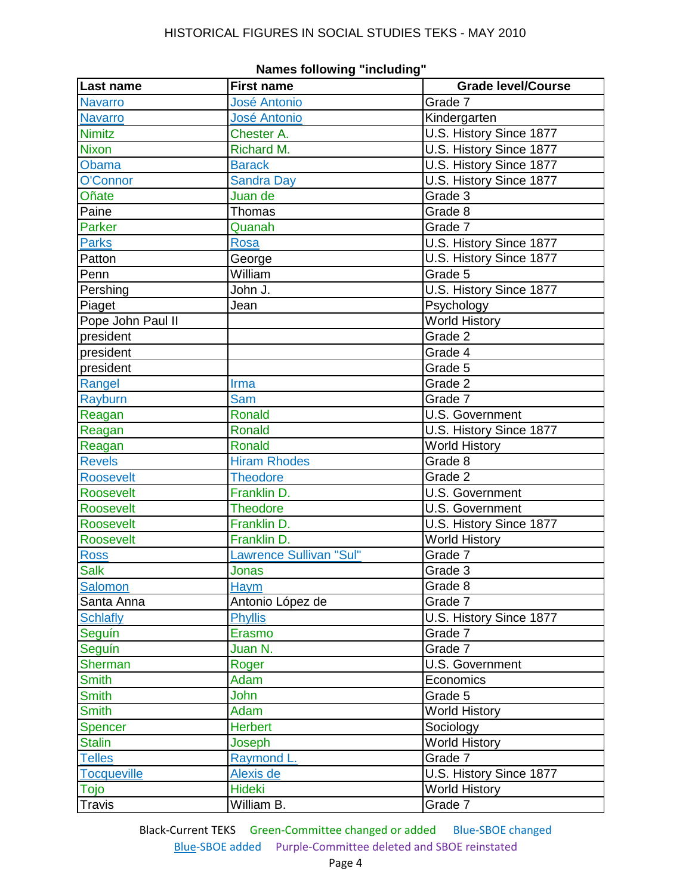HISTORICAL FIGURES IN SOCIAL STUDIES TEKS - MAY 2010

**Names following "including"**

| Last name | First name | Grade level/Course |
|---|---|---|
| Navarro | José Antonio | Grade 7 |
| Navarro | José Antonio | Kindergarten |
| Nimitz | Chester A. | U.S. History Since 1877 |
| Nixon | Richard M. | U.S. History Since 1877 |
| Obama | Barack | U.S. History Since 1877 |
| O'Connor | Sandra Day | U.S. History Since 1877 |
| Oñate | Juan de | Grade 3 |
| Paine | Thomas | Grade 8 |
| Parker | Quanah | Grade 7 |
| Parks | Rosa | U.S. History Since 1877 |
| Patton | George | U.S. History Since 1877 |
| Penn | William | Grade 5 |
| Pershing | John J. | U.S. History Since 1877 |
| Piaget | Jean | Psychology |
| Pope John Paul II | | World History |
| president | | Grade 2 |
| president | | Grade 4 |
| president | | Grade 5 |
| Rangel | Irma | Grade 2 |
| Rayburn | Sam | Grade 7 |
| Reagan | Ronald | U.S. Government |
| Reagan | Ronald | U.S. History Since 1877 |
| Reagan | Ronald | World History |
| Revels | Hiram Rhodes | Grade 8 |
| Roosevelt | Theodore | Grade 2 |
| Roosevelt | Franklin D. | U.S. Government |
| Roosevelt | Theodore | U.S. Government |
| Roosevelt | Franklin D. | U.S. History Since 1877 |
| Roosevelt | Franklin D. | World History |
| Ross | Lawrence Sullivan "Sul" | Grade 7 |
| Salk | Jonas | Grade 3 |
| Salomon | Haym | Grade 8 |
| Santa Anna | Antonio López de | Grade 7 |
| Schlafly | Phyllis | U.S. History Since 1877 |
| Seguín | Erasmo | Grade 7 |
| Seguín | Juan N. | Grade 7 |
| Sherman | Roger | U.S. Government |
| Smith | Adam | Economics |
| Smith | John | Grade 5 |
| Smith | Adam | World History |
| Spencer | Herbert | Sociology |
| Stalin | Joseph | World History |
| Telles | Raymond L. | Grade 7 |
| Tocqueville | Alexis de | U.S. History Since 1877 |
| Tojo | Hideki | World History |
| Travis | William B. | Grade 7 |

Black-Current TEKS  Green-Committee changed or added  Blue-SBOE changed  Blue-SBOE added (underlined)  Purple-Committee deleted and SBOE reinstated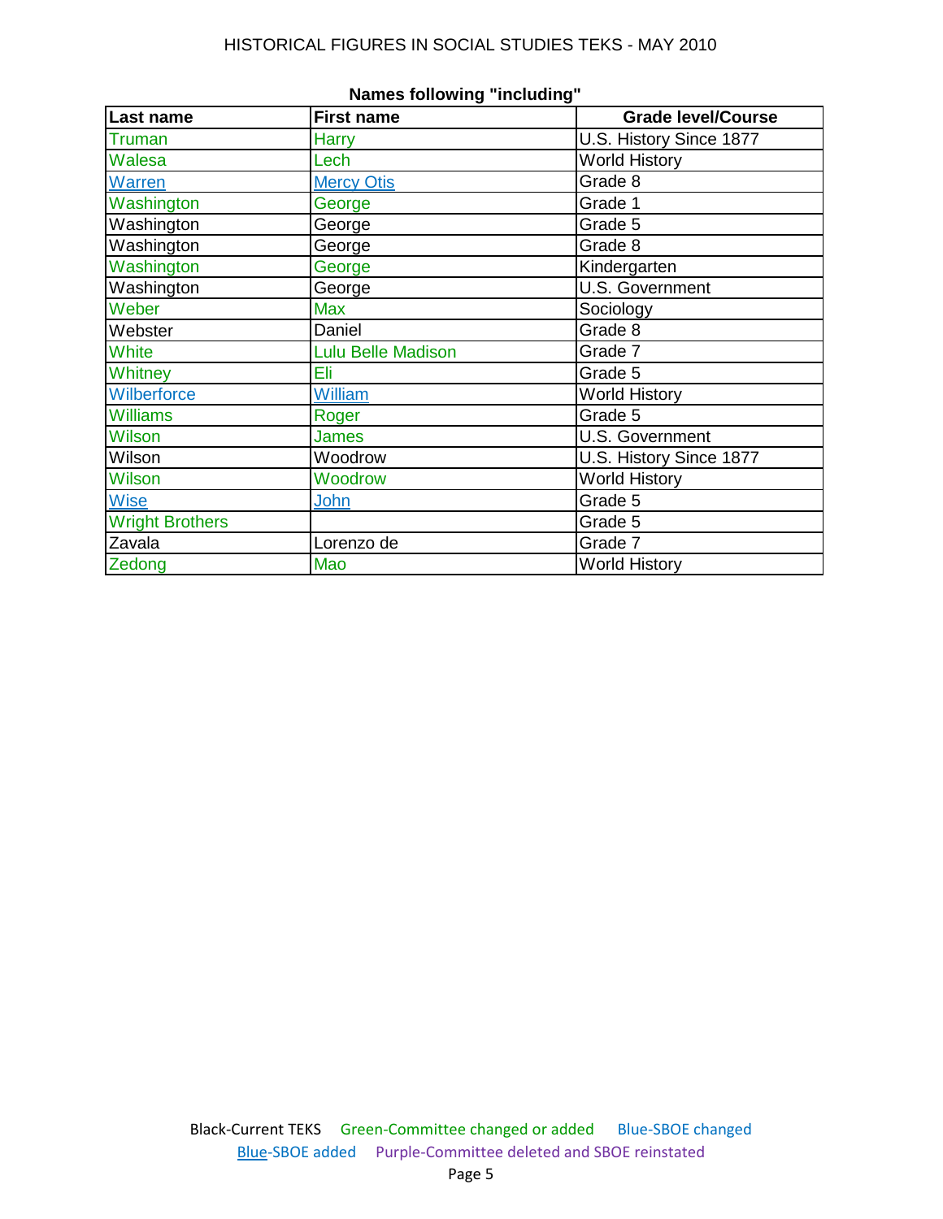**Names following "including"**

| Last name | First name | Grade level/Course |
|---|---|---|
| Truman | Harry | U.S. History Since 1877 |
| Walesa | Lech | World History |
| Warren | Mercy Otis | Grade 8 |
| Washington | George | Grade 1 |
| Washington | George | Grade 5 |
| Washington | George | Grade 8 |
| Washington | George | Kindergarten |
| Washington | George | U.S. Government |
| Weber | Max | Sociology |
| Webster | Daniel | Grade 8 |
| White | Lulu Belle Madison | Grade 7 |
| Whitney | Eli | Grade 5 |
| Wilberforce | William | World History |
| Williams | Roger | Grade 5 |
| Wilson | James | U.S. Government |
| Wilson | Woodrow | U.S. History Since 1877 |
| Wilson | Woodrow | World History |
| Wise | John | Grade 5 |
| Wright Brothers | | Grade 5 |
| Zavala | Lorenzo de | Grade 7 |
| Zedong | Mao | World History |

Black-Current TEKS Green-Committee changed or added Blue-SBOE changed
Blue-SBOE added Purple-Committee deleted and SBOE reinstated